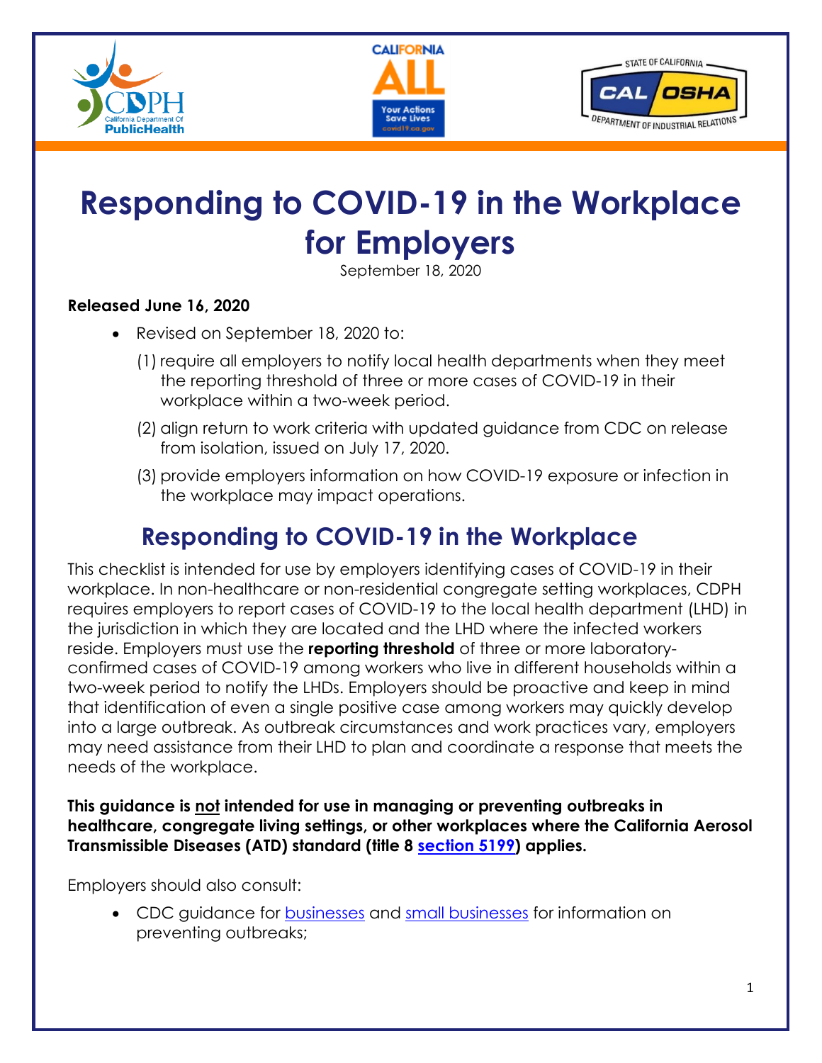# Responding to COVID-19 in the Workplace for Employers

September 18, 2020

**Released June 16, 2020**

- Revised on September 18, 2020 to:
  1. require all employers to notify local health departments when they meet the reporting threshold of three or more cases of COVID-19 in their workplace within a two-week period.
  2. align return to work criteria with updated guidance from CDC on release from isolation, issued on July 17, 2020.
  3. provide employers information on how COVID-19 exposure or infection in the workplace may impact operations.

## Responding to COVID-19 in the Workplace

This checklist is intended for use by employers identifying cases of COVID-19 in their workplace. In non-healthcare or non-residential congregate setting workplaces, CDPH requires employers to report cases of COVID-19 to the local health department (LHD) in the jurisdiction in which they are located and the LHD where the infected workers reside. Employers must use the **reporting threshold** of three or more laboratory-confirmed cases of COVID-19 among workers who live in different households within a two-week period to notify the LHDs. Employers should be proactive and keep in mind that identification of even a single positive case among workers may quickly develop into a large outbreak. As outbreak circumstances and work practices vary, employers may need assistance from their LHD to plan and coordinate a response that meets the needs of the workplace.

**This guidance is not intended for use in managing or preventing outbreaks in healthcare, congregate living settings, or other workplaces where the California Aerosol Transmissible Diseases (ATD) standard (title 8 section 5199) applies.**

Employers should also consult:

- CDC guidance for businesses and small businesses for information on preventing outbreaks;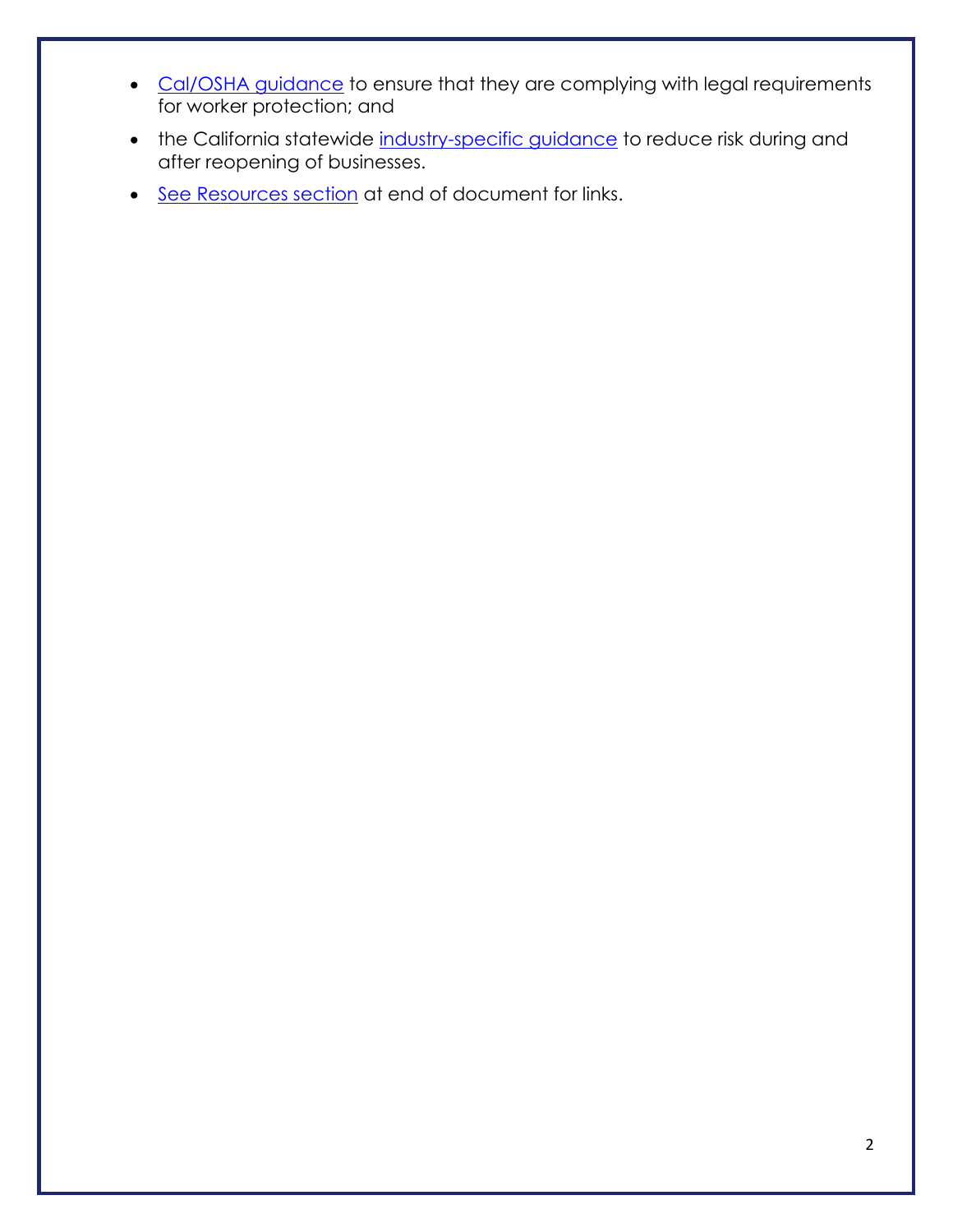- Cal/OSHA guidance to ensure that they are complying with legal requirements for worker protection; and
- the California statewide industry-specific guidance to reduce risk during and after reopening of businesses.
- See Resources section at end of document for links.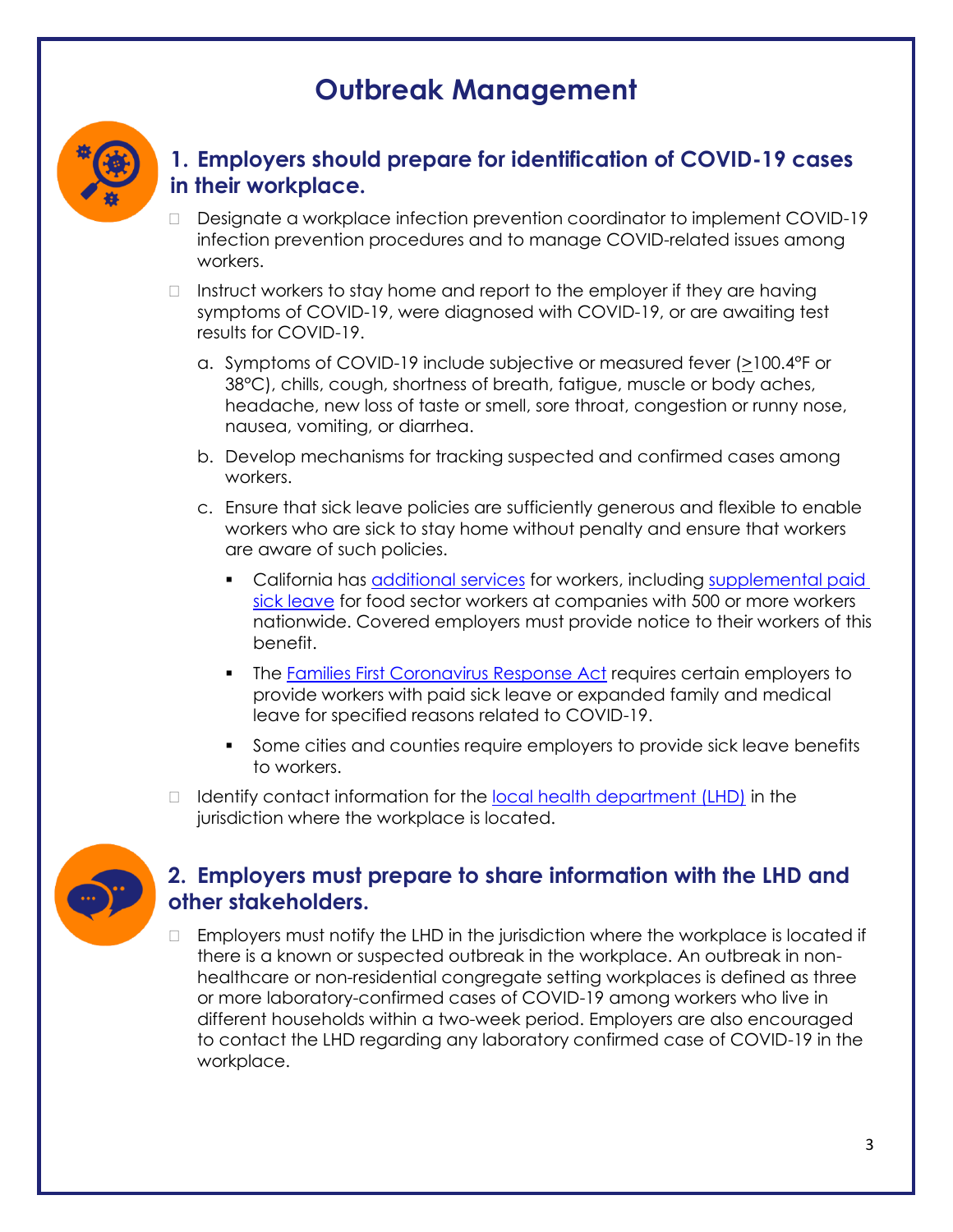# Outbreak Management

## 1. Employers should prepare for identification of COVID-19 cases in their workplace.

- Designate a workplace infection prevention coordinator to implement COVID-19 infection prevention procedures and to manage COVID-related issues among workers.
- Instruct workers to stay home and report to the employer if they are having symptoms of COVID-19, were diagnosed with COVID-19, or are awaiting test results for COVID-19.
    a. Symptoms of COVID-19 include subjective or measured fever (≥100.4°F or 38°C), chills, cough, shortness of breath, fatigue, muscle or body aches, headache, new loss of taste or smell, sore throat, congestion or runny nose, nausea, vomiting, or diarrhea.
    b. Develop mechanisms for tracking suspected and confirmed cases among workers.
    c. Ensure that sick leave policies are sufficiently generous and flexible to enable workers who are sick to stay home without penalty and ensure that workers are aware of such policies.
        - California has additional services for workers, including supplemental paid sick leave for food sector workers at companies with 500 or more workers nationwide. Covered employers must provide notice to their workers of this benefit.
        - The Families First Coronavirus Response Act requires certain employers to provide workers with paid sick leave or expanded family and medical leave for specified reasons related to COVID-19.
        - Some cities and counties require employers to provide sick leave benefits to workers.
- Identify contact information for the local health department (LHD) in the jurisdiction where the workplace is located.

## 2. Employers must prepare to share information with the LHD and other stakeholders.

- Employers must notify the LHD in the jurisdiction where the workplace is located if there is a known or suspected outbreak in the workplace. An outbreak in non-healthcare or non-residential congregate setting workplaces is defined as three or more laboratory-confirmed cases of COVID-19 among workers who live in different households within a two-week period. Employers are also encouraged to contact the LHD regarding any laboratory confirmed case of COVID-19 in the workplace.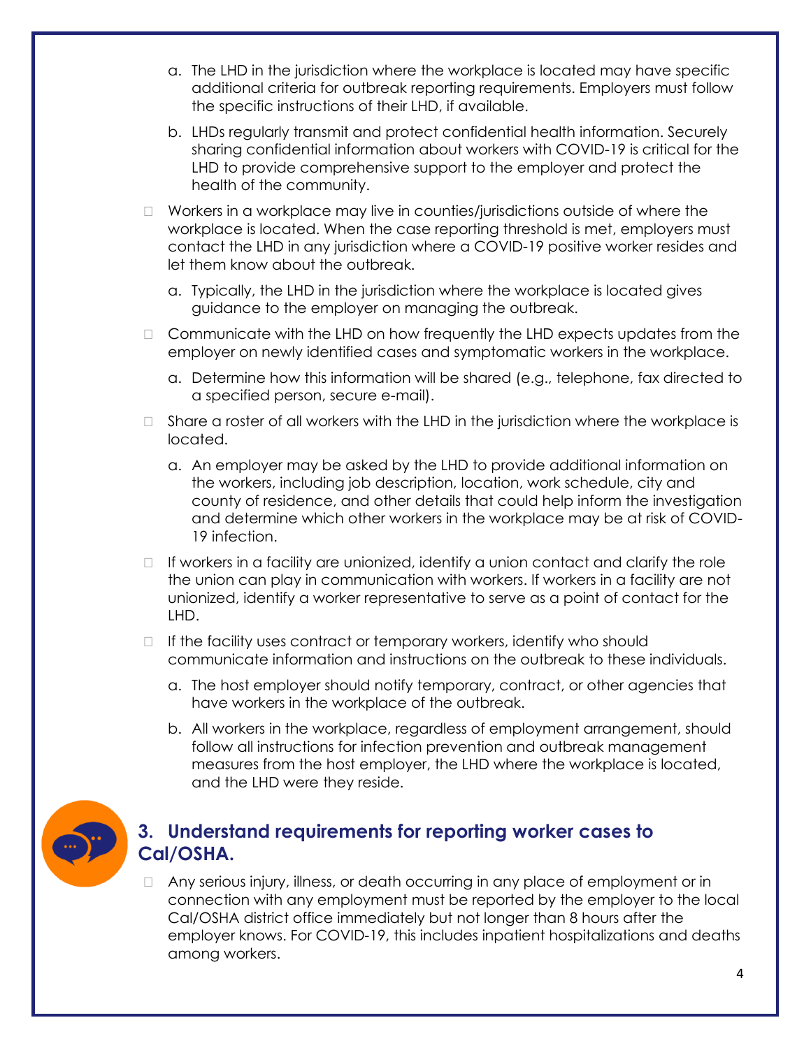a. The LHD in the jurisdiction where the workplace is located may have specific additional criteria for outbreak reporting requirements. Employers must follow the specific instructions of their LHD, if available.

   b. LHDs regularly transmit and protect confidential health information. Securely sharing confidential information about workers with COVID-19 is critical for the LHD to provide comprehensive support to the employer and protect the health of the community.

- Workers in a workplace may live in counties/jurisdictions outside of where the workplace is located. When the case reporting threshold is met, employers must contact the LHD in any jurisdiction where a COVID-19 positive worker resides and let them know about the outbreak.

   a. Typically, the LHD in the jurisdiction where the workplace is located gives guidance to the employer on managing the outbreak.

- Communicate with the LHD on how frequently the LHD expects updates from the employer on newly identified cases and symptomatic workers in the workplace.

   a. Determine how this information will be shared (e.g., telephone, fax directed to a specified person, secure e-mail).

- Share a roster of all workers with the LHD in the jurisdiction where the workplace is located.

   a. An employer may be asked by the LHD to provide additional information on the workers, including job description, location, work schedule, city and county of residence, and other details that could help inform the investigation and determine which other workers in the workplace may be at risk of COVID-19 infection.

- If workers in a facility are unionized, identify a union contact and clarify the role the union can play in communication with workers. If workers in a facility are not unionized, identify a worker representative to serve as a point of contact for the LHD.

- If the facility uses contract or temporary workers, identify who should communicate information and instructions on the outbreak to these individuals.

   a. The host employer should notify temporary, contract, or other agencies that have workers in the workplace of the outbreak.

   b. All workers in the workplace, regardless of employment arrangement, should follow all instructions for infection prevention and outbreak management measures from the host employer, the LHD where the workplace is located, and the LHD were they reside.

## 3. Understand requirements for reporting worker cases to Cal/OSHA.

- Any serious injury, illness, or death occurring in any place of employment or in connection with any employment must be reported by the employer to the local Cal/OSHA district office immediately but not longer than 8 hours after the employer knows. For COVID-19, this includes inpatient hospitalizations and deaths among workers.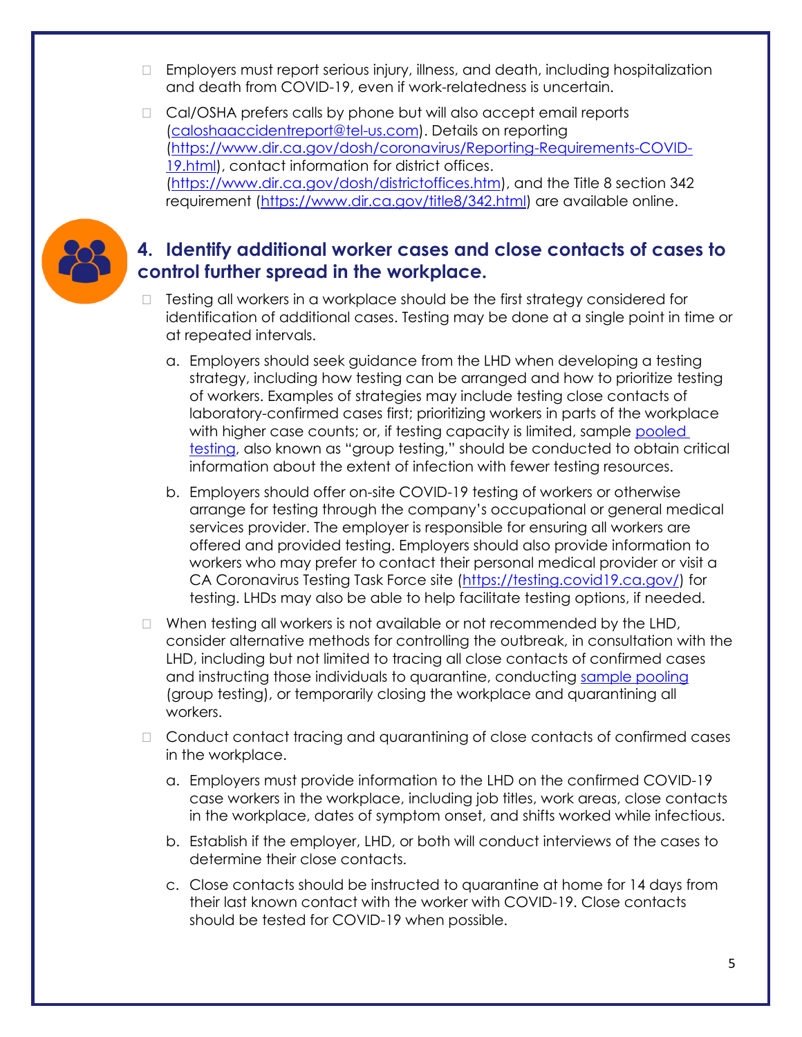- Employers must report serious injury, illness, and death, including hospitalization and death from COVID-19, even if work-relatedness is uncertain.
- Cal/OSHA prefers calls by phone but will also accept email reports ([caloshaaccidentreport@tel-us.com](mailto:caloshaaccidentreport@tel-us.com)). Details on reporting (https://www.dir.ca.gov/dosh/coronavirus/Reporting-Requirements-COVID-19.html), contact information for district offices. (https://www.dir.ca.gov/dosh/districtoffices.htm), and the Title 8 section 342 requirement (https://www.dir.ca.gov/title8/342.html) are available online.

## 4. Identify additional worker cases and close contacts of cases to control further spread in the workplace.

- Testing all workers in a workplace should be the first strategy considered for identification of additional cases. Testing may be done at a single point in time or at repeated intervals.
  a. Employers should seek guidance from the LHD when developing a testing strategy, including how testing can be arranged and how to prioritize testing of workers. Examples of strategies may include testing close contacts of laboratory-confirmed cases first; prioritizing workers in parts of the workplace with higher case counts; or, if testing capacity is limited, sample pooled testing, also known as "group testing," should be conducted to obtain critical information about the extent of infection with fewer testing resources.
  b. Employers should offer on-site COVID-19 testing of workers or otherwise arrange for testing through the company's occupational or general medical services provider. The employer is responsible for ensuring all workers are offered and provided testing. Employers should also provide information to workers who may prefer to contact their personal medical provider or visit a CA Coronavirus Testing Task Force site (https://testing.covid19.ca.gov/) for testing. LHDs may also be able to help facilitate testing options, if needed.
- When testing all workers is not available or not recommended by the LHD, consider alternative methods for controlling the outbreak, in consultation with the LHD, including but not limited to tracing all close contacts of confirmed cases and instructing those individuals to quarantine, conducting sample pooling (group testing), or temporarily closing the workplace and quarantining all workers.
- Conduct contact tracing and quarantining of close contacts of confirmed cases in the workplace.
  a. Employers must provide information to the LHD on the confirmed COVID-19 case workers in the workplace, including job titles, work areas, close contacts in the workplace, dates of symptom onset, and shifts worked while infectious.
  b. Establish if the employer, LHD, or both will conduct interviews of the cases to determine their close contacts.
  c. Close contacts should be instructed to quarantine at home for 14 days from their last known contact with the worker with COVID-19. Close contacts should be tested for COVID-19 when possible.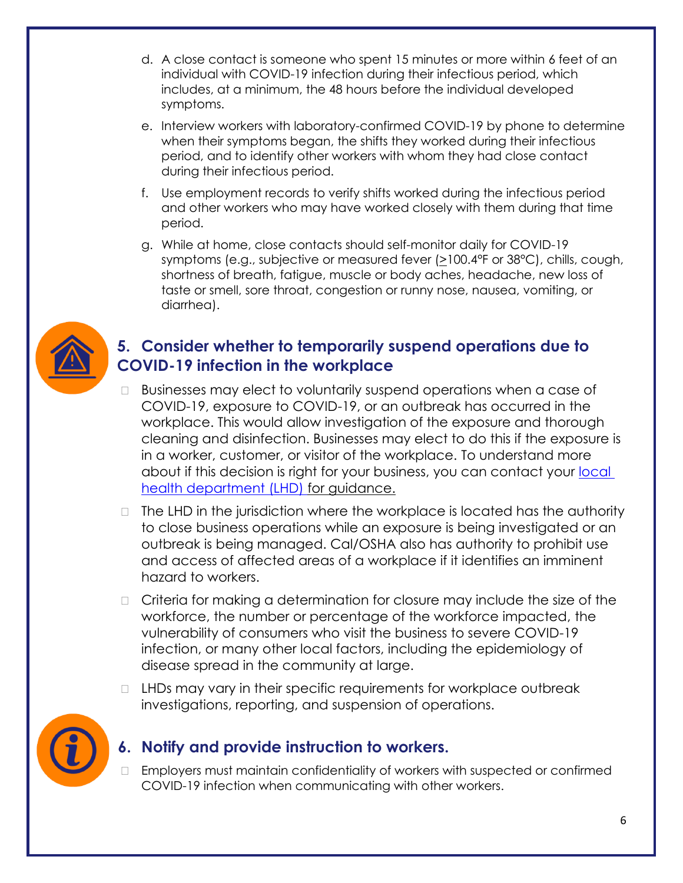d. A close contact is someone who spent 15 minutes or more within 6 feet of an individual with COVID-19 infection during their infectious period, which includes, at a minimum, the 48 hours before the individual developed symptoms.

e. Interview workers with laboratory-confirmed COVID-19 by phone to determine when their symptoms began, the shifts they worked during their infectious period, and to identify other workers with whom they had close contact during their infectious period.

f. Use employment records to verify shifts worked during the infectious period and other workers who may have worked closely with them during that time period.

g. While at home, close contacts should self-monitor daily for COVID-19 symptoms (e.g., subjective or measured fever (≥100.4°F or 38°C), chills, cough, shortness of breath, fatigue, muscle or body aches, headache, new loss of taste or smell, sore throat, congestion or runny nose, nausea, vomiting, or diarrhea).

## 5. Consider whether to temporarily suspend operations due to COVID-19 infection in the workplace

- Businesses may elect to voluntarily suspend operations when a case of COVID-19, exposure to COVID-19, or an outbreak has occurred in the workplace. This would allow investigation of the exposure and thorough cleaning and disinfection. Businesses may elect to do this if the exposure is in a worker, customer, or visitor of the workplace. To understand more about if this decision is right for your business, you can contact your local health department (LHD) for guidance.
- The LHD in the jurisdiction where the workplace is located has the authority to close business operations while an exposure is being investigated or an outbreak is being managed. Cal/OSHA also has authority to prohibit use and access of affected areas of a workplace if it identifies an imminent hazard to workers.
- Criteria for making a determination for closure may include the size of the workforce, the number or percentage of the workforce impacted, the vulnerability of consumers who visit the business to severe COVID-19 infection, or many other local factors, including the epidemiology of disease spread in the community at large.
- LHDs may vary in their specific requirements for workplace outbreak investigations, reporting, and suspension of operations.

## 6. Notify and provide instruction to workers.

- Employers must maintain confidentiality of workers with suspected or confirmed COVID-19 infection when communicating with other workers.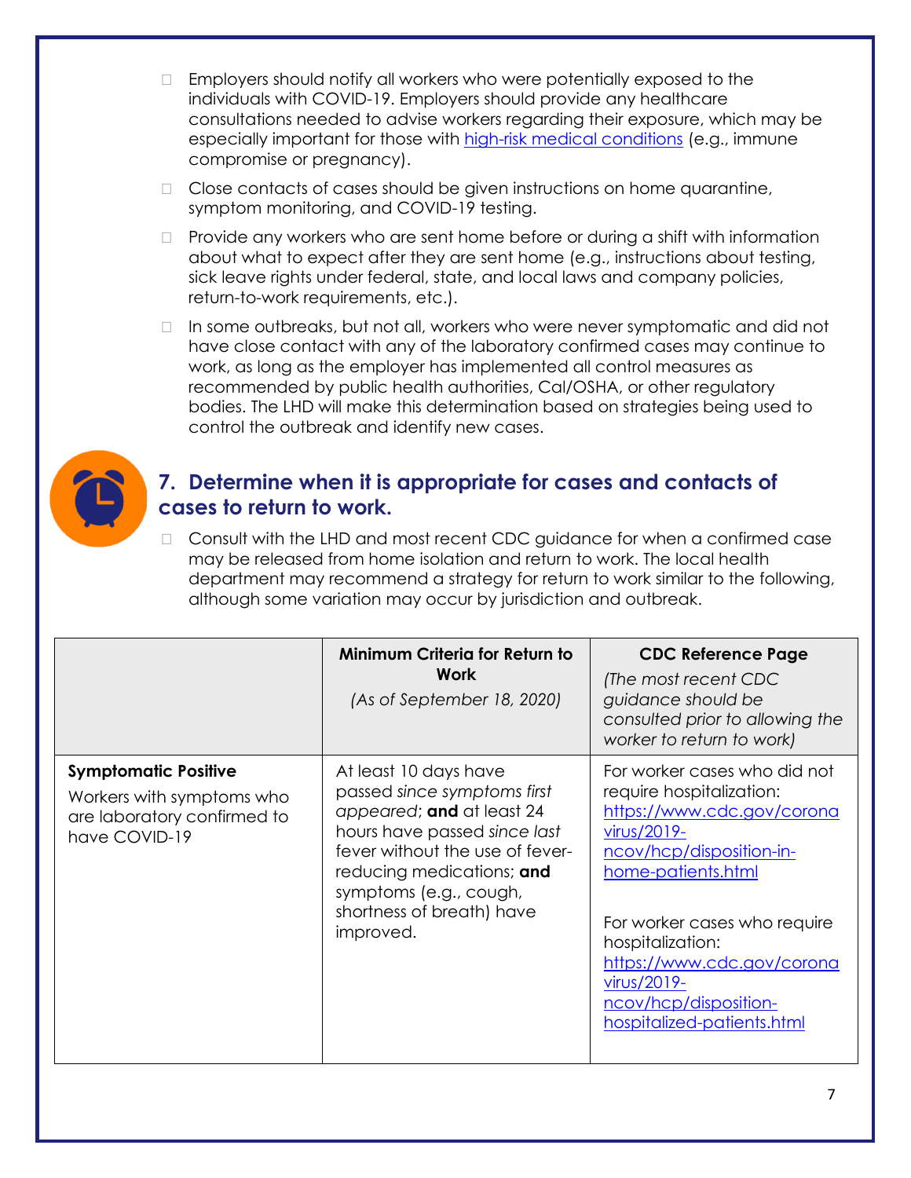- Employers should notify all workers who were potentially exposed to the individuals with COVID-19. Employers should provide any healthcare consultations needed to advise workers regarding their exposure, which may be especially important for those with [high-risk medical conditions](#) (e.g., immune compromise or pregnancy).
- Close contacts of cases should be given instructions on home quarantine, symptom monitoring, and COVID-19 testing.
- Provide any workers who are sent home before or during a shift with information about what to expect after they are sent home (e.g., instructions about testing, sick leave rights under federal, state, and local laws and company policies, return-to-work requirements, etc.).
- In some outbreaks, but not all, workers who were never symptomatic and did not have close contact with any of the laboratory confirmed cases may continue to work, as long as the employer has implemented all control measures as recommended by public health authorities, Cal/OSHA, or other regulatory bodies. The LHD will make this determination based on strategies being used to control the outbreak and identify new cases.

## 7. Determine when it is appropriate for cases and contacts of cases to return to work.

- Consult with the LHD and most recent CDC guidance for when a confirmed case may be released from home isolation and return to work. The local health department may recommend a strategy for return to work similar to the following, although some variation may occur by jurisdiction and outbreak.

| | **Minimum Criteria for Return to Work** *(As of September 18, 2020)* | **CDC Reference Page** *(The most recent CDC guidance should be consulted prior to allowing the worker to return to work)* |
|---|---|---|
| **Symptomatic Positive** Workers with symptoms who are laboratory confirmed to have COVID-19 | At least 10 days have passed *since symptoms first appeared*; **and** at least 24 hours have passed *since last* fever without the use of fever-reducing medications; **and** symptoms (e.g., cough, shortness of breath) have improved. | For worker cases who did not require hospitalization: https://www.cdc.gov/coronavirus/2019-ncov/hcp/disposition-in-home-patients.html For worker cases who require hospitalization: https://www.cdc.gov/coronavirus/2019-ncov/hcp/disposition-hospitalized-patients.html |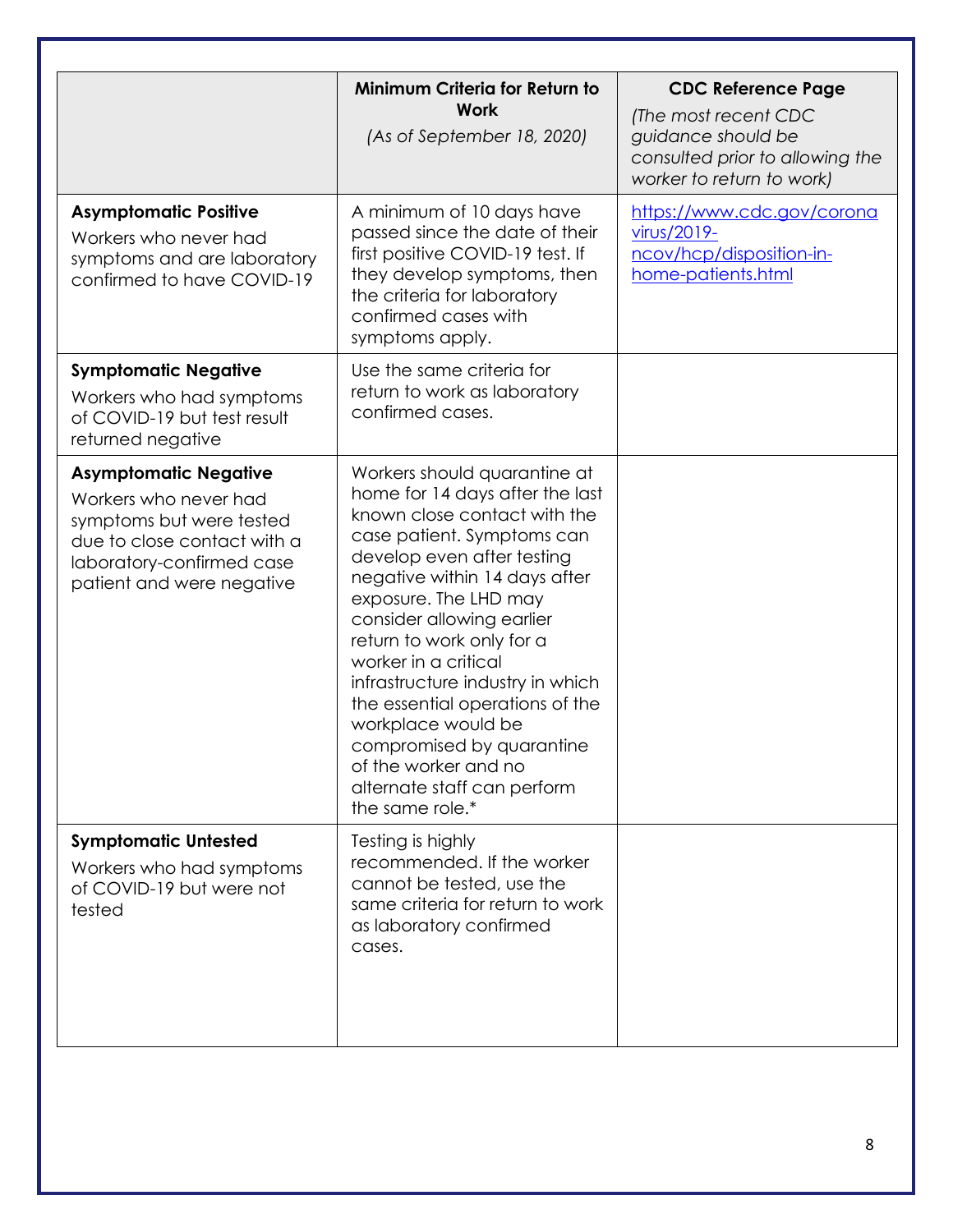| | **Minimum Criteria for Return to Work** *(As of September 18, 2020)* | **CDC Reference Page** *(The most recent CDC guidance should be consulted prior to allowing the worker to return to work)* |
|---|---|---|
| **Asymptomatic Positive** Workers who never had symptoms and are laboratory confirmed to have COVID-19 | A minimum of 10 days have passed since the date of their first positive COVID-19 test. If they develop symptoms, then the criteria for laboratory confirmed cases with symptoms apply. | [https://www.cdc.gov/coronavirus/2019-ncov/hcp/disposition-in-home-patients.html](https://www.cdc.gov/coronavirus/2019-ncov/hcp/disposition-in-home-patients.html) |
| **Symptomatic Negative** Workers who had symptoms of COVID-19 but test result returned negative | Use the same criteria for return to work as laboratory confirmed cases. | |
| **Asymptomatic Negative** Workers who never had symptoms but were tested due to close contact with a laboratory-confirmed case patient and were negative | Workers should quarantine at home for 14 days after the last known close contact with the case patient. Symptoms can develop even after testing negative within 14 days after exposure. The LHD may consider allowing earlier return to work only for a worker in a critical infrastructure industry in which the essential operations of the workplace would be compromised by quarantine of the worker and no alternate staff can perform the same role.* | |
| **Symptomatic Untested** Workers who had symptoms of COVID-19 but were not tested | Testing is highly recommended. If the worker cannot be tested, use the same criteria for return to work as laboratory confirmed cases. | |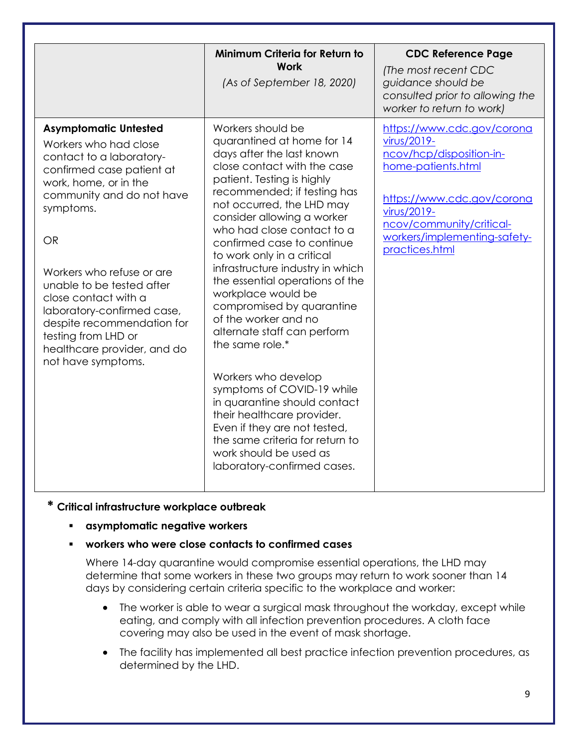| | **Minimum Criteria for Return to Work** *(As of September 18, 2020)* | **CDC Reference Page** *(The most recent CDC guidance should be consulted prior to allowing the worker to return to work)* |
|---|---|---|
| **Asymptomatic Untested**<br>Workers who had close contact to a laboratory-confirmed case patient at work, home, or in the community and do not have symptoms.<br><br>OR<br><br>Workers who refuse or are unable to be tested after close contact with a laboratory-confirmed case, despite recommendation for testing from LHD or healthcare provider, and do not have symptoms. | Workers should be quarantined at home for 14 days after the last known close contact with the case patient. Testing is highly recommended; if testing has not occurred, the LHD may consider allowing a worker who had close contact to a confirmed case to continue to work only in a critical infrastructure industry in which the essential operations of the workplace would be compromised by quarantine of the worker and no alternate staff can perform the same role.*<br><br>Workers who develop symptoms of COVID-19 while in quarantine should contact their healthcare provider. Even if they are not tested, the same criteria for return to work should be used as laboratory-confirmed cases. | https://www.cdc.gov/coronavirus/2019-ncov/hcp/disposition-in-home-patients.html<br><br>https://www.cdc.gov/coronavirus/2019-ncov/community/critical-workers/implementing-safety-practices.html |

**\* Critical infrastructure workplace outbreak**

- **asymptomatic negative workers**
- **workers who were close contacts to confirmed cases**

  Where 14-day quarantine would compromise essential operations, the LHD may determine that some workers in these two groups may return to work sooner than 14 days by considering certain criteria specific to the workplace and worker:

  - The worker is able to wear a surgical mask throughout the workday, except while eating, and comply with all infection prevention procedures. A cloth face covering may also be used in the event of mask shortage.
  - The facility has implemented all best practice infection prevention procedures, as determined by the LHD.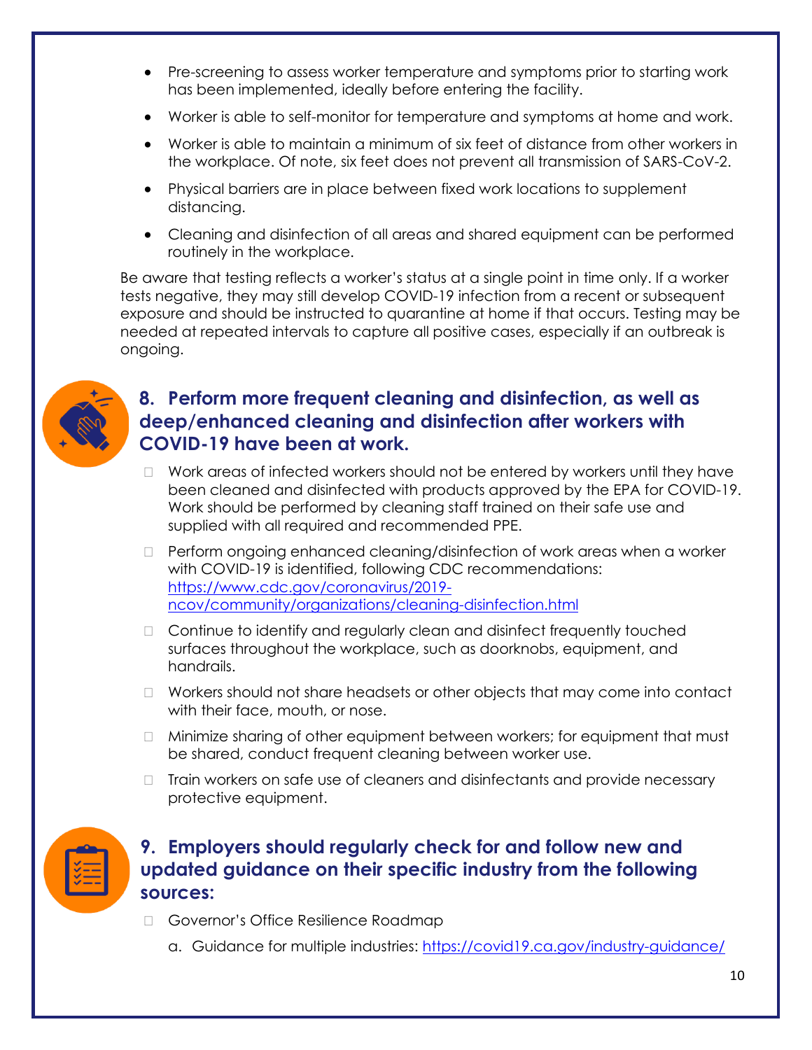- Pre-screening to assess worker temperature and symptoms prior to starting work has been implemented, ideally before entering the facility.
- Worker is able to self-monitor for temperature and symptoms at home and work.
- Worker is able to maintain a minimum of six feet of distance from other workers in the workplace. Of note, six feet does not prevent all transmission of SARS-CoV-2.
- Physical barriers are in place between fixed work locations to supplement distancing.
- Cleaning and disinfection of all areas and shared equipment can be performed routinely in the workplace.

Be aware that testing reflects a worker's status at a single point in time only. If a worker tests negative, they may still develop COVID-19 infection from a recent or subsequent exposure and should be instructed to quarantine at home if that occurs. Testing may be needed at repeated intervals to capture all positive cases, especially if an outbreak is ongoing.

## 8. Perform more frequent cleaning and disinfection, as well as deep/enhanced cleaning and disinfection after workers with COVID-19 have been at work.

- Work areas of infected workers should not be entered by workers until they have been cleaned and disinfected with products approved by the EPA for COVID-19. Work should be performed by cleaning staff trained on their safe use and supplied with all required and recommended PPE.
- Perform ongoing enhanced cleaning/disinfection of work areas when a worker with COVID-19 is identified, following CDC recommendations: https://www.cdc.gov/coronavirus/2019-ncov/community/organizations/cleaning-disinfection.html
- Continue to identify and regularly clean and disinfect frequently touched surfaces throughout the workplace, such as doorknobs, equipment, and handrails.
- Workers should not share headsets or other objects that may come into contact with their face, mouth, or nose.
- Minimize sharing of other equipment between workers; for equipment that must be shared, conduct frequent cleaning between worker use.
- Train workers on safe use of cleaners and disinfectants and provide necessary protective equipment.

## 9. Employers should regularly check for and follow new and updated guidance on their specific industry from the following sources:

- Governor's Office Resilience Roadmap
  a. Guidance for multiple industries: https://covid19.ca.gov/industry-guidance/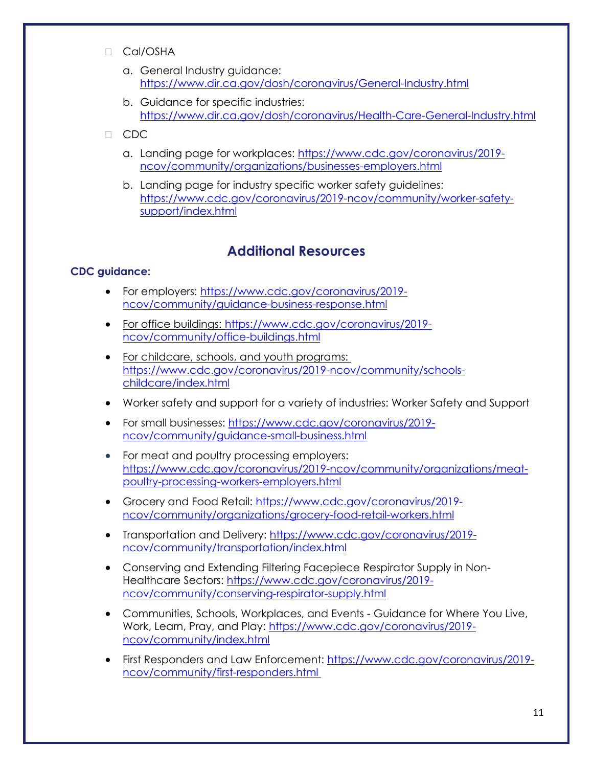- Cal/OSHA
  a. General Industry guidance: https://www.dir.ca.gov/dosh/coronavirus/General-Industry.html
  b. Guidance for specific industries: https://www.dir.ca.gov/dosh/coronavirus/Health-Care-General-Industry.html
- CDC
  a. Landing page for workplaces: https://www.cdc.gov/coronavirus/2019-ncov/community/organizations/businesses-employers.html
  b. Landing page for industry specific worker safety guidelines: https://www.cdc.gov/coronavirus/2019-ncov/community/worker-safety-support/index.html

## Additional Resources

**CDC guidance:**

- For employers: https://www.cdc.gov/coronavirus/2019-ncov/community/guidance-business-response.html
- For office buildings: https://www.cdc.gov/coronavirus/2019-ncov/community/office-buildings.html
- For childcare, schools, and youth programs: https://www.cdc.gov/coronavirus/2019-ncov/community/schools-childcare/index.html
- Worker safety and support for a variety of industries: Worker Safety and Support
- For small businesses: https://www.cdc.gov/coronavirus/2019-ncov/community/guidance-small-business.html
- For meat and poultry processing employers: https://www.cdc.gov/coronavirus/2019-ncov/community/organizations/meat-poultry-processing-workers-employers.html
- Grocery and Food Retail: https://www.cdc.gov/coronavirus/2019-ncov/community/organizations/grocery-food-retail-workers.html
- Transportation and Delivery: https://www.cdc.gov/coronavirus/2019-ncov/community/transportation/index.html
- Conserving and Extending Filtering Facepiece Respirator Supply in Non-Healthcare Sectors: https://www.cdc.gov/coronavirus/2019-ncov/community/conserving-respirator-supply.html
- Communities, Schools, Workplaces, and Events - Guidance for Where You Live, Work, Learn, Pray, and Play: https://www.cdc.gov/coronavirus/2019-ncov/community/index.html
- First Responders and Law Enforcement: https://www.cdc.gov/coronavirus/2019-ncov/community/first-responders.html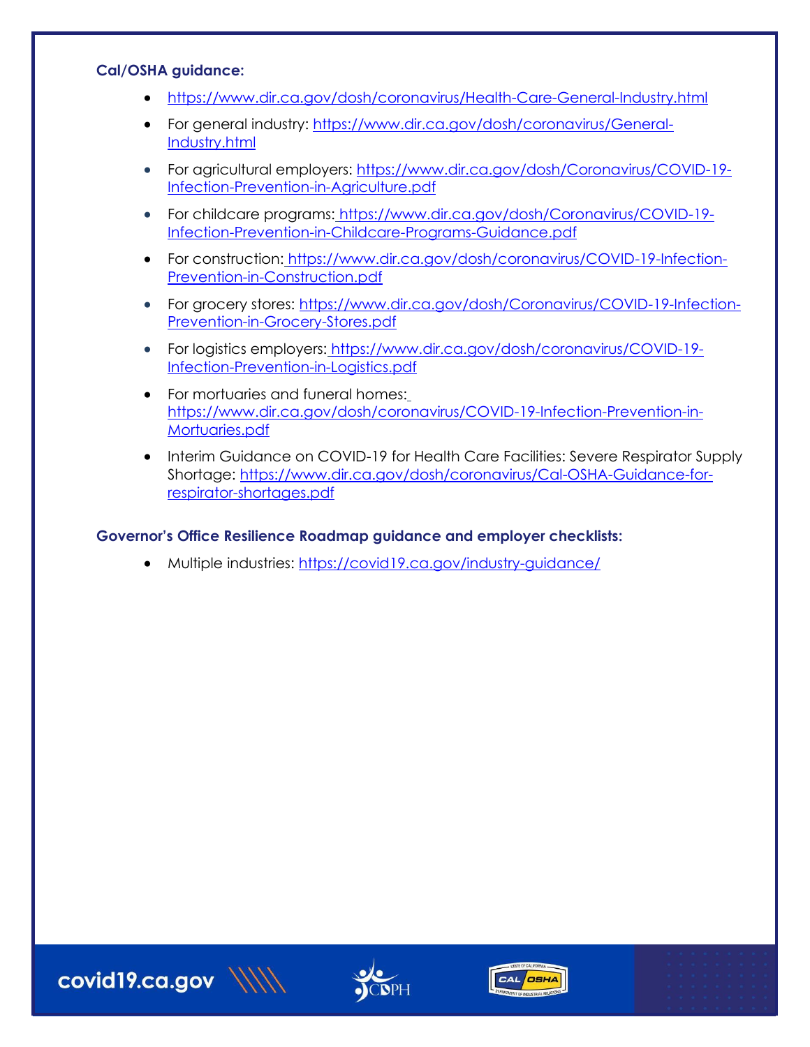**Cal/OSHA guidance:**

- https://www.dir.ca.gov/dosh/coronavirus/Health-Care-General-Industry.html
- For general industry: https://www.dir.ca.gov/dosh/coronavirus/General-Industry.html
- For agricultural employers: https://www.dir.ca.gov/dosh/Coronavirus/COVID-19-Infection-Prevention-in-Agriculture.pdf
- For childcare programs: https://www.dir.ca.gov/dosh/Coronavirus/COVID-19-Infection-Prevention-in-Childcare-Programs-Guidance.pdf
- For construction: https://www.dir.ca.gov/dosh/coronavirus/COVID-19-Infection-Prevention-in-Construction.pdf
- For grocery stores: https://www.dir.ca.gov/dosh/Coronavirus/COVID-19-Infection-Prevention-in-Grocery-Stores.pdf
- For logistics employers: https://www.dir.ca.gov/dosh/coronavirus/COVID-19-Infection-Prevention-in-Logistics.pdf
- For mortuaries and funeral homes: https://www.dir.ca.gov/dosh/coronavirus/COVID-19-Infection-Prevention-in-Mortuaries.pdf
- Interim Guidance on COVID-19 for Health Care Facilities: Severe Respirator Supply Shortage: https://www.dir.ca.gov/dosh/coronavirus/Cal-OSHA-Guidance-for-respirator-shortages.pdf

**Governor's Office Resilience Roadmap guidance and employer checklists:**

- Multiple industries: https://covid19.ca.gov/industry-guidance/